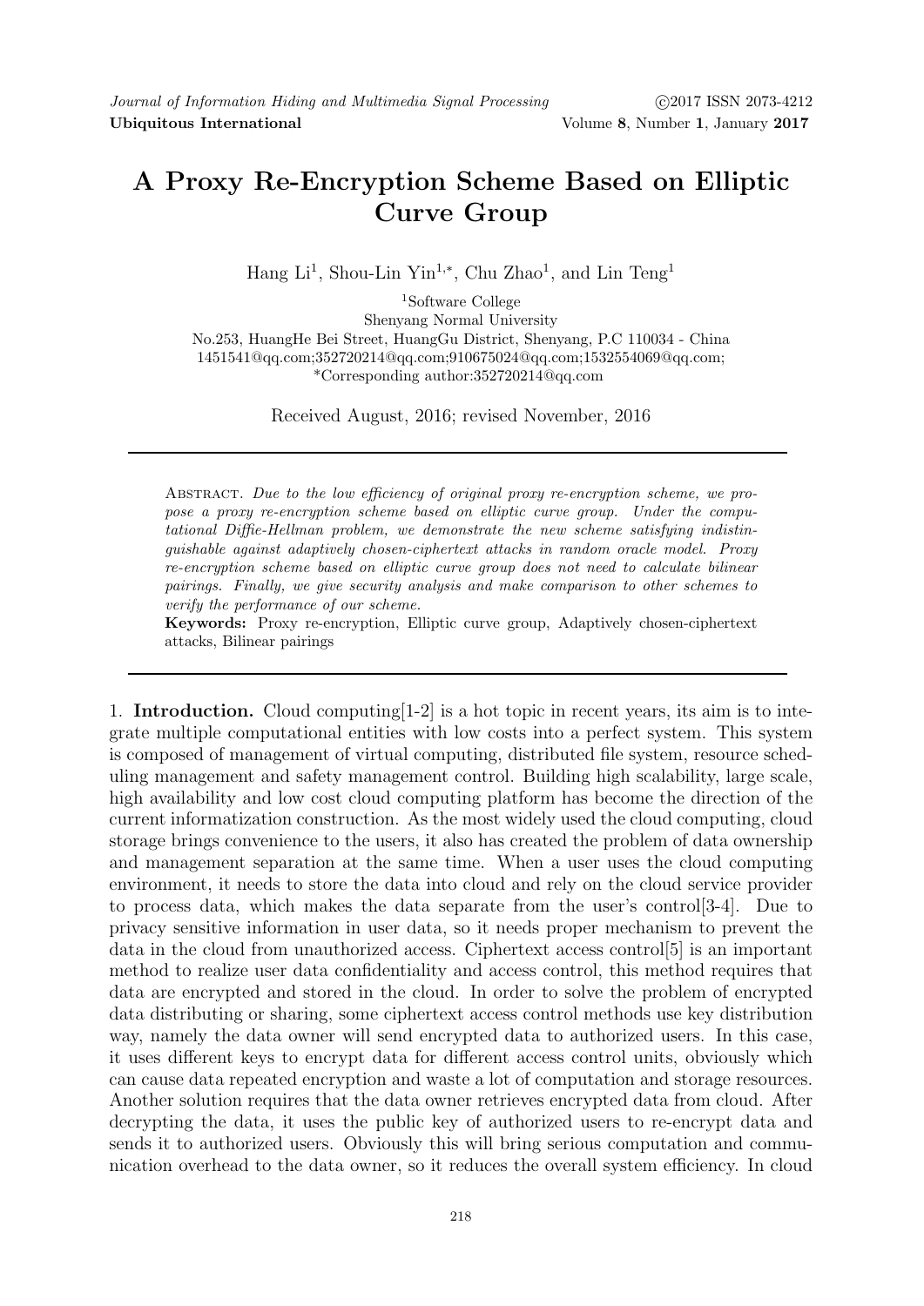# A Proxy Re-Encryption Scheme Based on Elliptic Curve Group

Hang Li[1], Shou-Lin Yin[1,*], Chu Zhao[1], and Lin Teng[1]

[1]Software College
Shenyang Normal University
No.253, HuangHe Bei Street, HuangGu District, Shenyang, P.C 110034 - China
1451541@qq.com;352720214@qq.com;910675024@qq.com;1532554069@qq.com;
*Corresponding author:352720214@qq.com

Received August, 2016; revised November, 2016

---

Abstract. *Due to the low efficiency of original proxy re-encryption scheme, we propose a proxy re-encryption scheme based on elliptic curve group. Under the computational Diffie-Hellman problem, we demonstrate the new scheme satisfying indistinguishable against adaptively chosen-ciphertext attacks in random oracle model. Proxy re-encryption scheme based on elliptic curve group does not need to calculate bilinear pairings. Finally, we give security analysis and make comparison to other schemes to verify the performance of our scheme.*

**Keywords:** Proxy re-encryption, Elliptic curve group, Adaptively chosen-ciphertext attacks, Bilinear pairings

---

1. **Introduction.** Cloud computing[1-2] is a hot topic in recent years, its aim is to integrate multiple computational entities with low costs into a perfect system. This system is composed of management of virtual computing, distributed file system, resource scheduling management and safety management control. Building high scalability, large scale, high availability and low cost cloud computing platform has become the direction of the current informatization construction. As the most widely used the cloud computing, cloud storage brings convenience to the users, it also has created the problem of data ownership and management separation at the same time. When a user uses the cloud computing environment, it needs to store the data into cloud and rely on the cloud service provider to process data, which makes the data separate from the user's control[3-4]. Due to privacy sensitive information in user data, so it needs proper mechanism to prevent the data in the cloud from unauthorized access. Ciphertext access control[5] is an important method to realize user data confidentiality and access control, this method requires that data are encrypted and stored in the cloud. In order to solve the problem of encrypted data distributing or sharing, some ciphertext access control methods use key distribution way, namely the data owner will send encrypted data to authorized users. In this case, it uses different keys to encrypt data for different access control units, obviously which can cause data repeated encryption and waste a lot of computation and storage resources. Another solution requires that the data owner retrieves encrypted data from cloud. After decrypting the data, it uses the public key of authorized users to re-encrypt data and sends it to authorized users. Obviously this will bring serious computation and communication overhead to the data owner, so it reduces the overall system efficiency. In cloud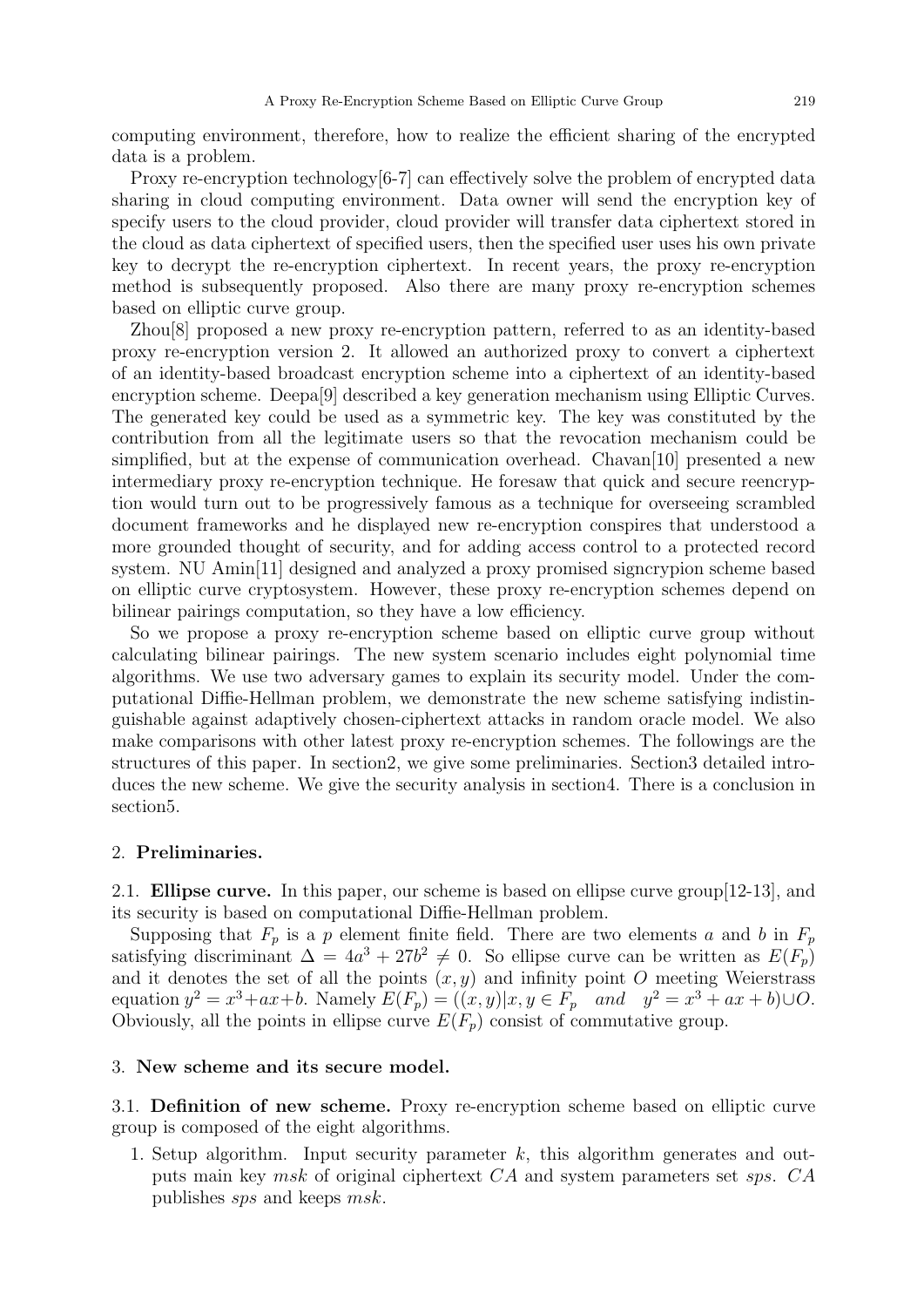computing environment, therefore, how to realize the efficient sharing of the encrypted data is a problem.

Proxy re-encryption technology[6-7] can effectively solve the problem of encrypted data sharing in cloud computing environment. Data owner will send the encryption key of specify users to the cloud provider, cloud provider will transfer data ciphertext stored in the cloud as data ciphertext of specified users, then the specified user uses his own private key to decrypt the re-encryption ciphertext. In recent years, the proxy re-encryption method is subsequently proposed. Also there are many proxy re-encryption schemes based on elliptic curve group.

Zhou[8] proposed a new proxy re-encryption pattern, referred to as an identity-based proxy re-encryption version 2. It allowed an authorized proxy to convert a ciphertext of an identity-based broadcast encryption scheme into a ciphertext of an identity-based encryption scheme. Deepa[9] described a key generation mechanism using Elliptic Curves. The generated key could be used as a symmetric key. The key was constituted by the contribution from all the legitimate users so that the revocation mechanism could be simplified, but at the expense of communication overhead. Chavan[10] presented a new intermediary proxy re-encryption technique. He foresaw that quick and secure reencryption would turn out to be progressively famous as a technique for overseeing scrambled document frameworks and he displayed new re-encryption conspires that understood a more grounded thought of security, and for adding access control to a protected record system. NU Amin[11] designed and analyzed a proxy promised signcrypion scheme based on elliptic curve cryptosystem. However, these proxy re-encryption schemes depend on bilinear pairings computation, so they have a low efficiency.

So we propose a proxy re-encryption scheme based on elliptic curve group without calculating bilinear pairings. The new system scenario includes eight polynomial time algorithms. We use two adversary games to explain its security model. Under the computational Diffie-Hellman problem, we demonstrate the new scheme satisfying indistinguishable against adaptively chosen-ciphertext attacks in random oracle model. We also make comparisons with other latest proxy re-encryption schemes. The followings are the structures of this paper. In section2, we give some preliminaries. Section3 detailed introduces the new scheme. We give the security analysis in section4. There is a conclusion in section5.

## 2. Preliminaries.

### 2.1. Ellipse curve.

In this paper, our scheme is based on ellipse curve group[12-13], and its security is based on computational Diffie-Hellman problem.

Supposing that $F_p$ is a $p$ element finite field. There are two elements $a$ and $b$ in $F_p$ satisfying discriminant $\Delta = 4a^3 + 27b^2 \neq 0$. So ellipse curve can be written as $E(F_p)$ and it denotes the set of all the points $(x, y)$ and infinity point $O$ meeting Weierstrass equation $y^2 = x^3 + ax + b$. Namely $E(F_p) = ((x, y)|x, y \in F_p \quad and \quad y^2 = x^3 + ax + b) \cup O$. Obviously, all the points in ellipse curve $E(F_p)$ consist of commutative group.

## 3. New scheme and its secure model.

### 3.1. Definition of new scheme.

Proxy re-encryption scheme based on elliptic curve group is composed of the eight algorithms.

1. Setup algorithm. Input security parameter $k$, this algorithm generates and outputs main key $msk$ of original ciphertext $CA$ and system parameters set $sps$. $CA$ publishes $sps$ and keeps $msk$.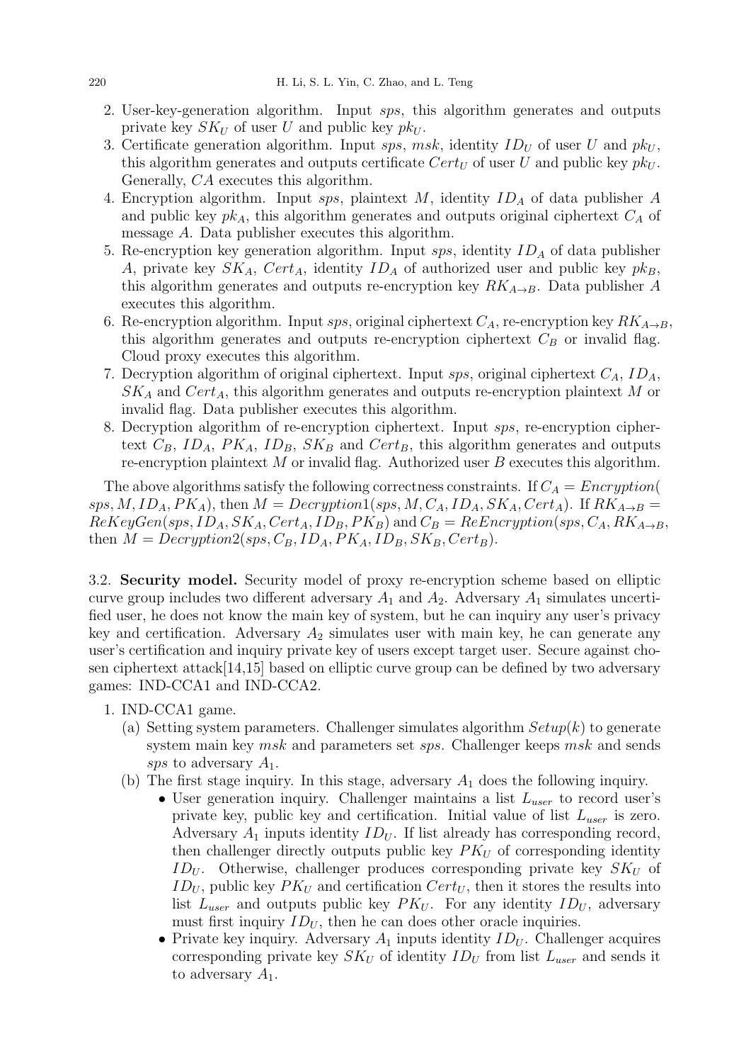2. User-key-generation algorithm. Input $sps$, this algorithm generates and outputs private key $SK_U$ of user $U$ and public key $pk_U$.
3. Certificate generation algorithm. Input $sps$, $msk$, identity $ID_U$ of user $U$ and $pk_U$, this algorithm generates and outputs certificate $Cert_U$ of user $U$ and public key $pk_U$. Generally, $CA$ executes this algorithm.
4. Encryption algorithm. Input $sps$, plaintext $M$, identity $ID_A$ of data publisher $A$ and public key $pk_A$, this algorithm generates and outputs original ciphertext $C_A$ of message $A$. Data publisher executes this algorithm.
5. Re-encryption key generation algorithm. Input $sps$, identity $ID_A$ of data publisher $A$, private key $SK_A$, $Cert_A$, identity $ID_A$ of authorized user and public key $pk_B$, this algorithm generates and outputs re-encryption key $RK_{A\to B}$. Data publisher $A$ executes this algorithm.
6. Re-encryption algorithm. Input $sps$, original ciphertext $C_A$, re-encryption key $RK_{A\to B}$, this algorithm generates and outputs re-encryption ciphertext $C_B$ or invalid flag. Cloud proxy executes this algorithm.
7. Decryption algorithm of original ciphertext. Input $sps$, original ciphertext $C_A$, $ID_A$, $SK_A$ and $Cert_A$, this algorithm generates and outputs re-encryption plaintext $M$ or invalid flag. Data publisher executes this algorithm.
8. Decryption algorithm of re-encryption ciphertext. Input $sps$, re-encryption ciphertext $C_B$, $ID_A$, $PK_A$, $ID_B$, $SK_B$ and $Cert_B$, this algorithm generates and outputs re-encryption plaintext $M$ or invalid flag. Authorized user $B$ executes this algorithm.

The above algorithms satisfy the following correctness constraints. If $C_A = Encryption(sps, M, ID_A, PK_A)$, then $M = Decryption1(sps, M, C_A, ID_A, SK_A, Cert_A)$. If $RK_{A\to B} = ReKeyGen(sps, ID_A, SK_A, Cert_A, ID_B, PK_B)$ and $C_B = ReEncryption(sps, C_A, RK_{A\to B}$, then $M = Decryption2(sps, C_B, ID_A, PK_A, ID_B, SK_B, Cert_B)$.

3.2. **Security model.** Security model of proxy re-encryption scheme based on elliptic curve group includes two different adversary $A_1$ and $A_2$. Adversary $A_1$ simulates uncertified user, he does not know the main key of system, but he can inquiry any user's privacy key and certification. Adversary $A_2$ simulates user with main key, he can generate any user's certification and inquiry private key of users except target user. Secure against chosen ciphertext attack[14,15] based on elliptic curve group can be defined by two adversary games: IND-CCA1 and IND-CCA2.

1. IND-CCA1 game.
   (a) Setting system parameters. Challenger simulates algorithm $Setup(k)$ to generate system main key $msk$ and parameters set $sps$. Challenger keeps $msk$ and sends $sps$ to adversary $A_1$.
   (b) The first stage inquiry. In this stage, adversary $A_1$ does the following inquiry.
      - User generation inquiry. Challenger maintains a list $L_{user}$ to record user's private key, public key and certification. Initial value of list $L_{user}$ is zero. Adversary $A_1$ inputs identity $ID_U$. If list already has corresponding record, then challenger directly outputs public key $PK_U$ of corresponding identity $ID_U$. Otherwise, challenger produces corresponding private key $SK_U$ of $ID_U$, public key $PK_U$ and certification $Cert_U$, then it stores the results into list $L_{user}$ and outputs public key $PK_U$. For any identity $ID_U$, adversary must first inquiry $ID_U$, then he can does other oracle inquiries.
      - Private key inquiry. Adversary $A_1$ inputs identity $ID_U$. Challenger acquires corresponding private key $SK_U$ of identity $ID_U$ from list $L_{user}$ and sends it to adversary $A_1$.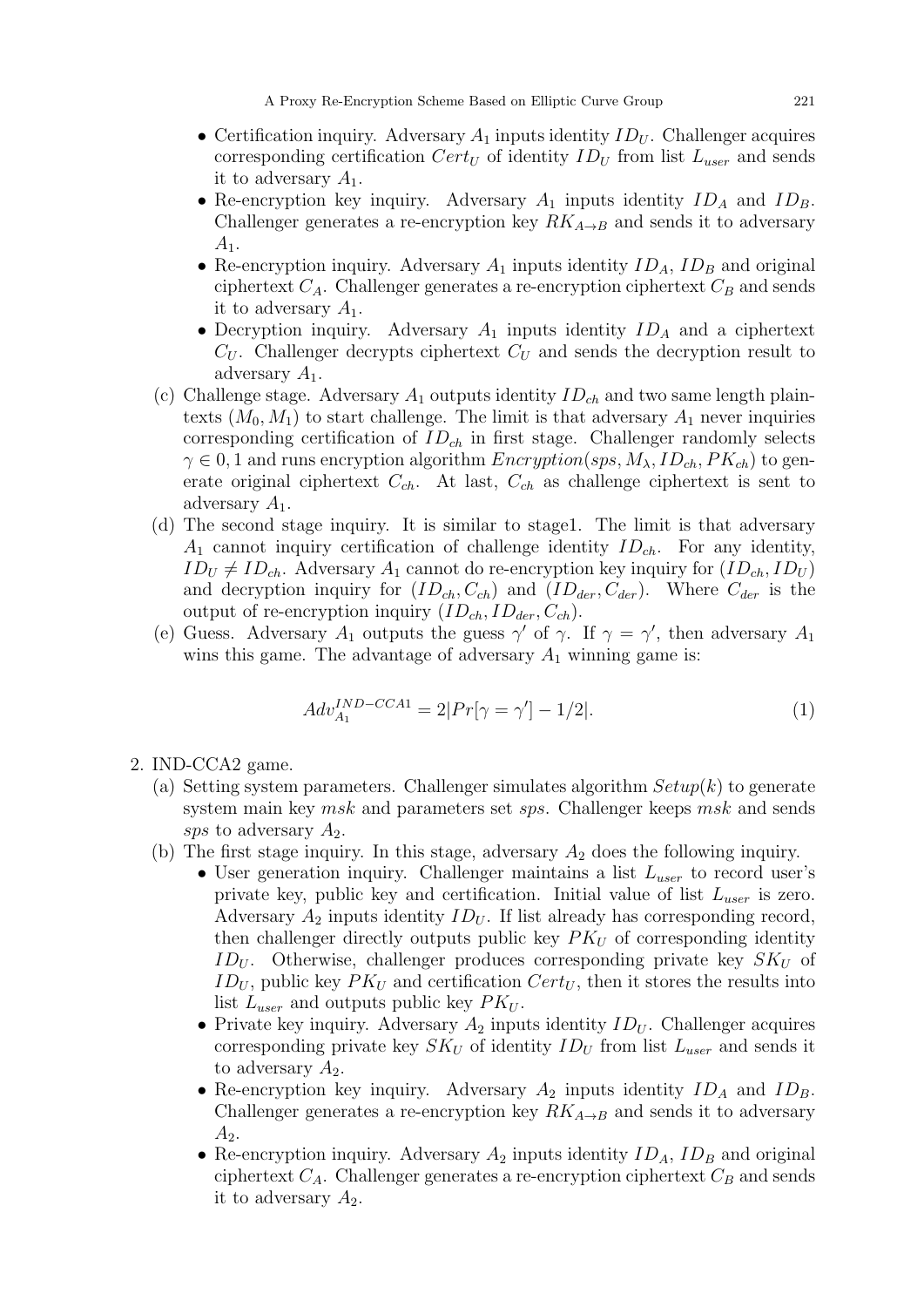- Certification inquiry. Adversary $A_1$ inputs identity $ID_U$. Challenger acquires corresponding certification $Cert_U$ of identity $ID_U$ from list $L_{user}$ and sends it to adversary $A_1$.
- Re-encryption key inquiry. Adversary $A_1$ inputs identity $ID_A$ and $ID_B$. Challenger generates a re-encryption key $RK_{A \to B}$ and sends it to adversary $A_1$.
- Re-encryption inquiry. Adversary $A_1$ inputs identity $ID_A$, $ID_B$ and original ciphertext $C_A$. Challenger generates a re-encryption ciphertext $C_B$ and sends it to adversary $A_1$.
- Decryption inquiry. Adversary $A_1$ inputs identity $ID_A$ and a ciphertext $C_U$. Challenger decrypts ciphertext $C_U$ and sends the decryption result to adversary $A_1$.

(c) Challenge stage. Adversary $A_1$ outputs identity $ID_{ch}$ and two same length plaintexts $(M_0, M_1)$ to start challenge. The limit is that adversary $A_1$ never inquiries corresponding certification of $ID_{ch}$ in first stage. Challenger randomly selects $\gamma \in 0, 1$ and runs encryption algorithm $Encryption(sps, M_\lambda, ID_{ch}, PK_{ch})$ to generate original ciphertext $C_{ch}$. At last, $C_{ch}$ as challenge ciphertext is sent to adversary $A_1$.

(d) The second stage inquiry. It is similar to stage1. The limit is that adversary $A_1$ cannot inquiry certification of challenge identity $ID_{ch}$. For any identity, $ID_U \neq ID_{ch}$. Adversary $A_1$ cannot do re-encryption key inquiry for $(ID_{ch}, ID_U)$ and decryption inquiry for $(ID_{ch}, C_{ch})$ and $(ID_{der}, C_{der})$. Where $C_{der}$ is the output of re-encryption inquiry $(ID_{ch}, ID_{der}, C_{ch})$.

(e) Guess. Adversary $A_1$ outputs the guess $\gamma'$ of $\gamma$. If $\gamma = \gamma'$, then adversary $A_1$ wins this game. The advantage of adversary $A_1$ winning game is:

$$Adv_{A_1}^{IND-CCA1} = 2|Pr[\gamma = \gamma'] - 1/2|. \tag{1}$$

2. IND-CCA2 game.

(a) Setting system parameters. Challenger simulates algorithm $Setup(k)$ to generate system main key $msk$ and parameters set $sps$. Challenger keeps $msk$ and sends $sps$ to adversary $A_2$.

(b) The first stage inquiry. In this stage, adversary $A_2$ does the following inquiry.

- User generation inquiry. Challenger maintains a list $L_{user}$ to record user's private key, public key and certification. Initial value of list $L_{user}$ is zero. Adversary $A_2$ inputs identity $ID_U$. If list already has corresponding record, then challenger directly outputs public key $PK_U$ of corresponding identity $ID_U$. Otherwise, challenger produces corresponding private key $SK_U$ of $ID_U$, public key $PK_U$ and certification $Cert_U$, then it stores the results into list $L_{user}$ and outputs public key $PK_U$.
- Private key inquiry. Adversary $A_2$ inputs identity $ID_U$. Challenger acquires corresponding private key $SK_U$ of identity $ID_U$ from list $L_{user}$ and sends it to adversary $A_2$.
- Re-encryption key inquiry. Adversary $A_2$ inputs identity $ID_A$ and $ID_B$. Challenger generates a re-encryption key $RK_{A \to B}$ and sends it to adversary $A_2$.
- Re-encryption inquiry. Adversary $A_2$ inputs identity $ID_A$, $ID_B$ and original ciphertext $C_A$. Challenger generates a re-encryption ciphertext $C_B$ and sends it to adversary $A_2$.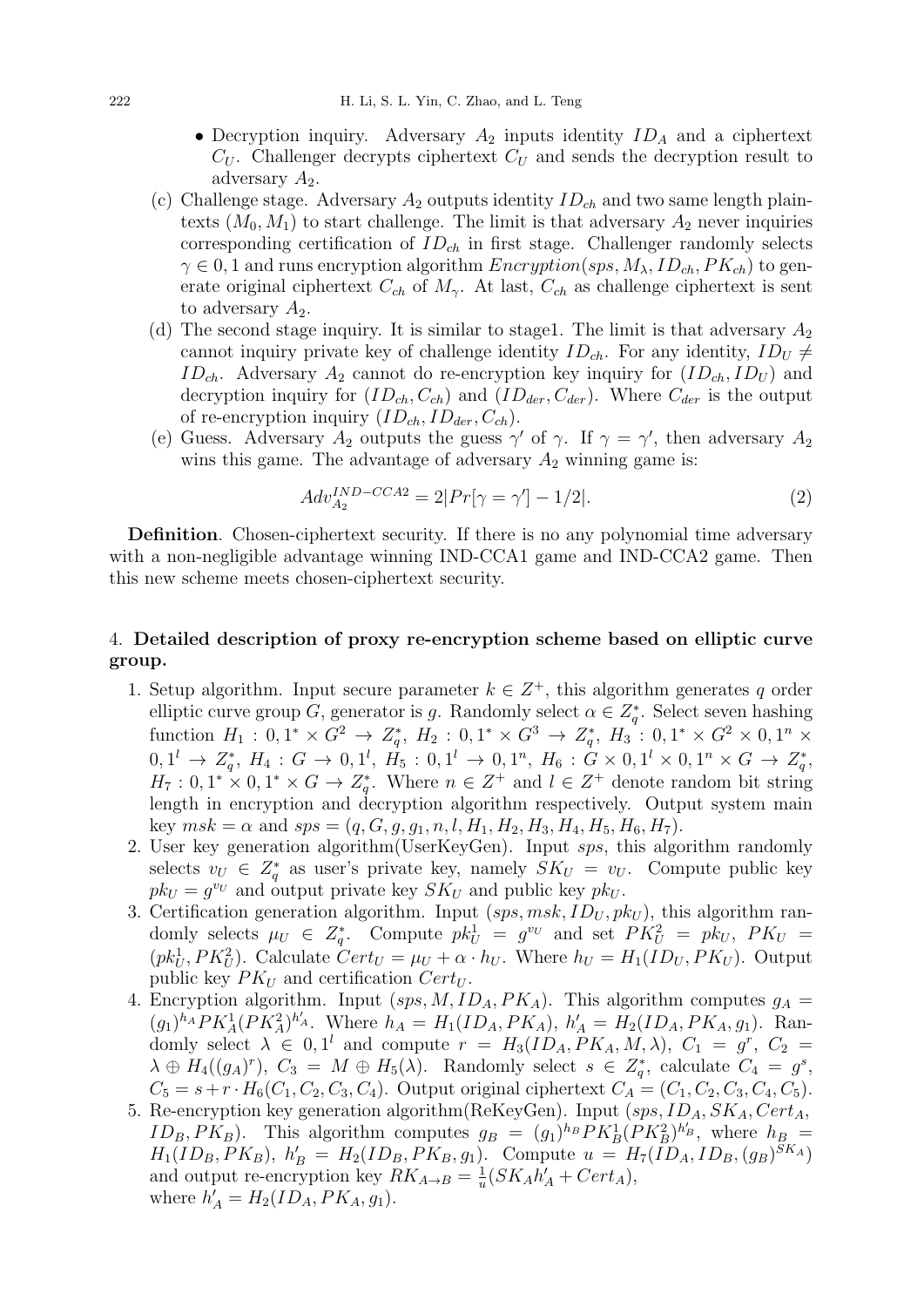- Decryption inquiry. Adversary $A_2$ inputs identity $ID_A$ and a ciphertext $C_U$. Challenger decrypts ciphertext $C_U$ and sends the decryption result to adversary $A_2$.

(c) Challenge stage. Adversary $A_2$ outputs identity $ID_{ch}$ and two same length plaintexts $(M_0, M_1)$ to start challenge. The limit is that adversary $A_2$ never inquiries corresponding certification of $ID_{ch}$ in first stage. Challenger randomly selects $\gamma \in 0, 1$ and runs encryption algorithm $Encryption(sps, M_\lambda, ID_{ch}, PK_{ch})$ to generate original ciphertext $C_{ch}$ of $M_\gamma$. At last, $C_{ch}$ as challenge ciphertext is sent to adversary $A_2$.

(d) The second stage inquiry. It is similar to stage1. The limit is that adversary $A_2$ cannot inquiry private key of challenge identity $ID_{ch}$. For any identity, $ID_U \neq ID_{ch}$. Adversary $A_2$ cannot do re-encryption key inquiry for $(ID_{ch}, ID_U)$ and decryption inquiry for $(ID_{ch}, C_{ch})$ and $(ID_{der}, C_{der})$. Where $C_{der}$ is the output of re-encryption inquiry $(ID_{ch}, ID_{der}, C_{ch})$.

(e) Guess. Adversary $A_2$ outputs the guess $\gamma'$ of $\gamma$. If $\gamma = \gamma'$, then adversary $A_2$ wins this game. The advantage of adversary $A_2$ winning game is:

$$Adv_{A_2}^{IND-CCA2} = 2|Pr[\gamma = \gamma'] - 1/2|. \tag{2}$$

**Definition**. Chosen-ciphertext security. If there is no any polynomial time adversary with a non-negligible advantage winning IND-CCA1 game and IND-CCA2 game. Then this new scheme meets chosen-ciphertext security.

## 4. Detailed description of proxy re-encryption scheme based on elliptic curve group.

1. Setup algorithm. Input secure parameter $k \in Z^+$, this algorithm generates $q$ order elliptic curve group $G$, generator is $g$. Randomly select $\alpha \in Z_q^*$. Select seven hashing function $H_1 : 0, 1^* \times G^2 \to Z_q^*$, $H_2 : 0, 1^* \times G^3 \to Z_q^*$, $H_3 : 0, 1^* \times G^2 \times 0, 1^n \times 0, 1^l \to Z_q^*$, $H_4 : G \to 0, 1^l$, $H_5 : 0, 1^l \to 0, 1^n$, $H_6 : G \times 0, 1^l \times 0, 1^n \times G \to Z_q^*$, $H_7 : 0, 1^* \times 0, 1^* \times G \to Z_q^*$. Where $n \in Z^+$ and $l \in Z^+$ denote random bit string length in encryption and decryption algorithm respectively. Output system main key $msk = \alpha$ and $sps = (q, G, g, g_1, n, l, H_1, H_2, H_3, H_4, H_5, H_6, H_7)$.
2. User key generation algorithm(UserKeyGen). Input $sps$, this algorithm randomly selects $v_U \in Z_q^*$ as user's private key, namely $SK_U = v_U$. Compute public key $pk_U = g^{v_U}$ and output private key $SK_U$ and public key $pk_U$.
3. Certification generation algorithm. Input $(sps, msk, ID_U, pk_U)$, this algorithm randomly selects $\mu_U \in Z_q^*$. Compute $pk_U^1 = g^{v_U}$ and set $PK_U^2 = pk_U$, $PK_U = (pk_U^1, PK_U^2)$. Calculate $Cert_U = \mu_U + \alpha \cdot h_U$. Where $h_U = H_1(ID_U, PK_U)$. Output public key $PK_U$ and certification $Cert_U$.
4. Encryption algorithm. Input $(sps, M, ID_A, PK_A)$. This algorithm computes $g_A = (g_1)^{h_A} PK_A^1 (PK_A^2)^{h'_A}$. Where $h_A = H_1(ID_A, PK_A)$, $h'_A = H_2(ID_A, PK_A, g_1)$. Randomly select $\lambda \in 0, 1^l$ and compute $r = H_3(ID_A, PK_A, M, \lambda)$, $C_1 = g^r$, $C_2 = \lambda \oplus H_4((g_A)^r)$, $C_3 = M \oplus H_5(\lambda)$. Randomly select $s \in Z_q^*$, calculate $C_4 = g^s$, $C_5 = s + r \cdot H_6(C_1, C_2, C_3, C_4)$. Output original ciphertext $C_A = (C_1, C_2, C_3, C_4, C_5)$.
5. Re-encryption key generation algorithm(ReKeyGen). Input $(sps, ID_A, SK_A, Cert_A, ID_B, PK_B)$. This algorithm computes $g_B = (g_1)^{h_B} PK_B^1 (PK_B^2)^{h'_B}$, where $h_B = H_1(ID_B, PK_B)$, $h'_B = H_2(ID_B, PK_B, g_1)$. Compute $u = H_7(ID_A, ID_B, (g_B)^{SK_A})$ and output re-encryption key $RK_{A \to B} = \frac{1}{u}(SK_A h'_A + Cert_A)$, where $h'_A = H_2(ID_A, PK_A, g_1)$.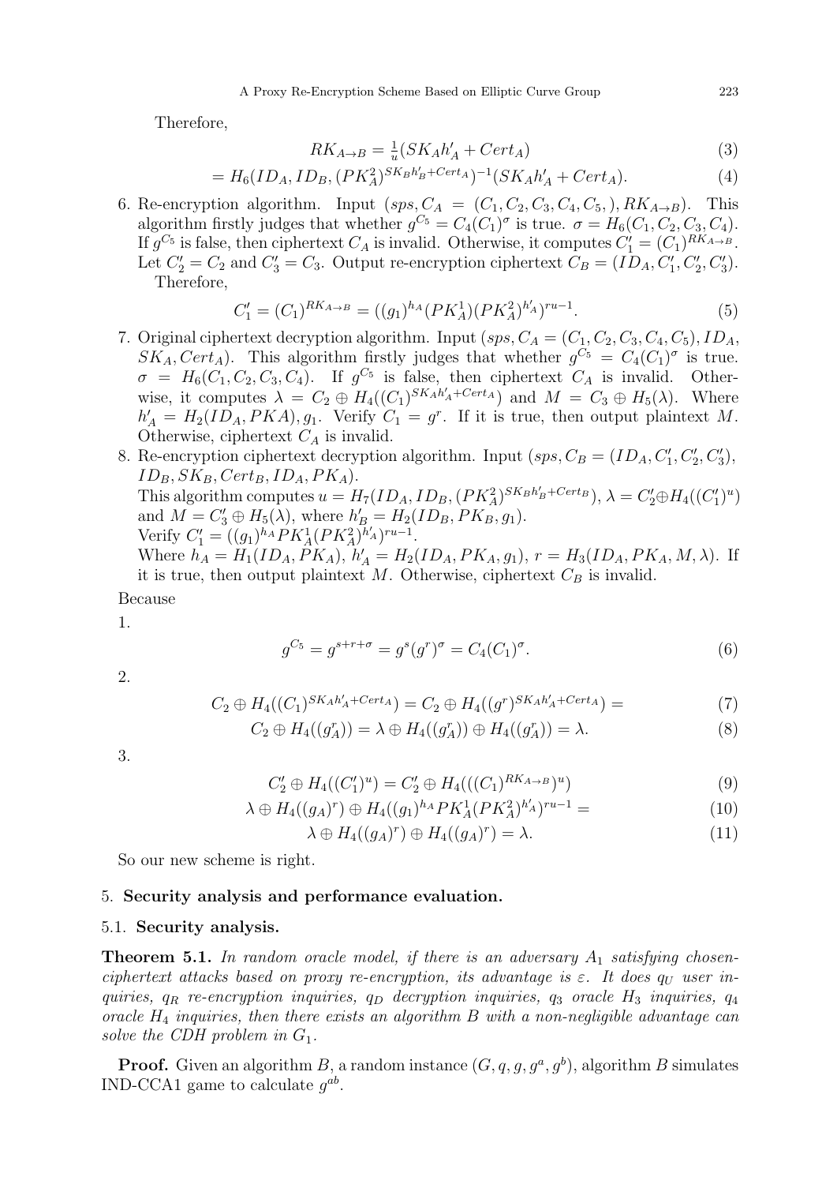Therefore,

$$RK_{A\to B} = \frac{1}{u}(SK_A h'_A + Cert_A) \tag{3}$$

$$= H_6(ID_A, ID_B, (PK_A^2)^{SK_B h'_B + Cert_A})^{-1}(SK_A h'_A + Cert_A). \tag{4}$$

6. Re-encryption algorithm. Input $(sps, C_A = (C_1, C_2, C_3, C_4, C_5, ), RK_{A\to B})$. This algorithm firstly judges that whether $g^{C_5} = C_4(C_1)^\sigma$ is true. $\sigma = H_6(C_1, C_2, C_3, C_4)$. If $g^{C_5}$ is false, then ciphertext $C_A$ is invalid. Otherwise, it computes $C'_1 = (C_1)^{RK_{A\to B}}$. Let $C'_2 = C_2$ and $C'_3 = C_3$. Output re-encryption ciphertext $C_B = (ID_A, C'_1, C'_2, C'_3)$.
   Therefore,

$$C'_1 = (C_1)^{RK_{A\to B}} = ((g_1)^{h_A}(PK_A^1)(PK_A^2)^{h'_A})^{ru-1}. \tag{5}$$

7. Original ciphertext decryption algorithm. Input $(sps, C_A = (C_1, C_2, C_3, C_4, C_5), ID_A, SK_A, Cert_A)$. This algorithm firstly judges that whether $g^{C_5} = C_4(C_1)^\sigma$ is true. $\sigma = H_6(C_1, C_2, C_3, C_4)$. If $g^{C_5}$ is false, then ciphertext $C_A$ is invalid. Otherwise, it computes $\lambda = C_2 \oplus H_4((C_1)^{SK_A h'_A + Cert_A})$ and $M = C_3 \oplus H_5(\lambda)$. Where $h'_A = H_2(ID_A, PKA), g_1$. Verify $C_1 = g^r$. If it is true, then output plaintext $M$. Otherwise, ciphertext $C_A$ is invalid.
8. Re-encryption ciphertext decryption algorithm. Input $(sps, C_B = (ID_A, C'_1, C'_2, C'_3), ID_B, SK_B, Cert_B, ID_A, PK_A)$.
   This algorithm computes $u = H_7(ID_A, ID_B, (PK_A^2)^{SK_B h'_B + Cert_B})$, $\lambda = C'_2 \oplus H_4((C'_1)^u)$ and $M = C'_3 \oplus H_5(\lambda)$, where $h'_B = H_2(ID_B, PK_B, g_1)$.
   Verify $C'_1 = ((g_1)^{h_A} PK_A^1 (PK_A^2)^{h'_A})^{ru-1}$.
   Where $h_A = H_1(ID_A, PK_A)$, $h'_A = H_2(ID_A, PK_A, g_1)$, $r = H_3(ID_A, PK_A, M, \lambda)$. If it is true, then output plaintext $M$. Otherwise, ciphertext $C_B$ is invalid.

Because

1.

$$g^{C_5} = g^{s+r+\sigma} = g^s(g^r)^\sigma = C_4(C_1)^\sigma. \tag{6}$$

2.

$$C_2 \oplus H_4((C_1)^{SK_A h'_A + Cert_A}) = C_2 \oplus H_4((g^r)^{SK_A h'_A + Cert_A}) = \tag{7}$$

$$C_2 \oplus H_4((g_A^r)) = \lambda \oplus H_4((g_A^r)) \oplus H_4((g_A^r)) = \lambda. \tag{8}$$

3.

$$C'_2 \oplus H_4((C'_1)^u) = C'_2 \oplus H_4(((C_1)^{RK_{A\to B}})^u) \tag{9}$$

$$\lambda \oplus H_4((g_A)^r) \oplus H_4((g_1)^{h_A} PK_A^1 (PK_A^2)^{h'_A})^{ru-1} = \tag{10}$$

$$\lambda \oplus H_4((g_A)^r) \oplus H_4((g_A)^r) = \lambda. \tag{11}$$

So our new scheme is right.

## 5. Security analysis and performance evaluation.

### 5.1. Security analysis.

**Theorem 5.1.** *In random oracle model, if there is an adversary $A_1$ satisfying chosen-ciphertext attacks based on proxy re-encryption, its advantage is $\varepsilon$. It does $q_U$ user inquiries, $q_R$ re-encryption inquiries, $q_D$ decryption inquiries, $q_3$ oracle $H_3$ inquiries, $q_4$ oracle $H_4$ inquiries, then there exists an algorithm $B$ with a non-negligible advantage can solve the CDH problem in $G_1$.*

**Proof.** Given an algorithm $B$, a random instance $(G, q, g, g^a, g^b)$, algorithm $B$ simulates IND-CCA1 game to calculate $g^{ab}$.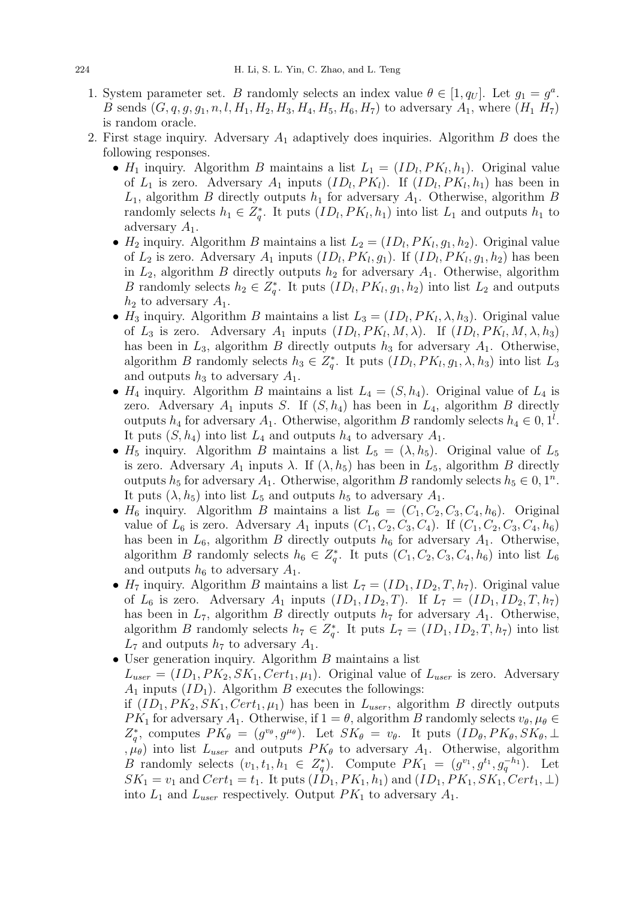1. System parameter set. $B$ randomly selects an index value $\theta \in [1, q_U]$. Let $g_1 = g^a$. $B$ sends $(G, q, g, g_1, n, l, H_1, H_2, H_3, H_4, H_5, H_6, H_7)$ to adversary $A_1$, where $(H_1\ H_7)$ is random oracle.
2. First stage inquiry. Adversary $A_1$ adaptively does inquiries. Algorithm $B$ does the following responses.
   - $H_1$ inquiry. Algorithm $B$ maintains a list $L_1 = (ID_l, PK_l, h_1)$. Original value of $L_1$ is zero. Adversary $A_1$ inputs $(ID_l, PK_l)$. If $(ID_l, PK_l, h_1)$ has been in $L_1$, algorithm $B$ directly outputs $h_1$ for adversary $A_1$. Otherwise, algorithm $B$ randomly selects $h_1 \in Z_q^*$. It puts $(ID_l, PK_l, h_1)$ into list $L_1$ and outputs $h_1$ to adversary $A_1$.
   - $H_2$ inquiry. Algorithm $B$ maintains a list $L_2 = (ID_l, PK_l, g_1, h_2)$. Original value of $L_2$ is zero. Adversary $A_1$ inputs $(ID_l, PK_l, g_1)$. If $(ID_l, PK_l, g_1, h_2)$ has been in $L_2$, algorithm $B$ directly outputs $h_2$ for adversary $A_1$. Otherwise, algorithm $B$ randomly selects $h_2 \in Z_q^*$. It puts $(ID_l, PK_l, g_1, h_2)$ into list $L_2$ and outputs $h_2$ to adversary $A_1$.
   - $H_3$ inquiry. Algorithm $B$ maintains a list $L_3 = (ID_l, PK_l, \lambda, h_3)$. Original value of $L_3$ is zero. Adversary $A_1$ inputs $(ID_l, PK_l, M, \lambda)$. If $(ID_l, PK_l, M, \lambda, h_3)$ has been in $L_3$, algorithm $B$ directly outputs $h_3$ for adversary $A_1$. Otherwise, algorithm $B$ randomly selects $h_3 \in Z_q^*$. It puts $(ID_l, PK_l, g_1, \lambda, h_3)$ into list $L_3$ and outputs $h_3$ to adversary $A_1$.
   - $H_4$ inquiry. Algorithm $B$ maintains a list $L_4 = (S, h_4)$. Original value of $L_4$ is zero. Adversary $A_1$ inputs $S$. If $(S, h_4)$ has been in $L_4$, algorithm $B$ directly outputs $h_4$ for adversary $A_1$. Otherwise, algorithm $B$ randomly selects $h_4 \in 0, 1^l$. It puts $(S, h_4)$ into list $L_4$ and outputs $h_4$ to adversary $A_1$.
   - $H_5$ inquiry. Algorithm $B$ maintains a list $L_5 = (\lambda, h_5)$. Original value of $L_5$ is zero. Adversary $A_1$ inputs $\lambda$. If $(\lambda, h_5)$ has been in $L_5$, algorithm $B$ directly outputs $h_5$ for adversary $A_1$. Otherwise, algorithm $B$ randomly selects $h_5 \in 0, 1^n$. It puts $(\lambda, h_5)$ into list $L_5$ and outputs $h_5$ to adversary $A_1$.
   - $H_6$ inquiry. Algorithm $B$ maintains a list $L_6 = (C_1, C_2, C_3, C_4, h_6)$. Original value of $L_6$ is zero. Adversary $A_1$ inputs $(C_1, C_2, C_3, C_4)$. If $(C_1, C_2, C_3, C_4, h_6)$ has been in $L_6$, algorithm $B$ directly outputs $h_6$ for adversary $A_1$. Otherwise, algorithm $B$ randomly selects $h_6 \in Z_q^*$. It puts $(C_1, C_2, C_3, C_4, h_6)$ into list $L_6$ and outputs $h_6$ to adversary $A_1$.
   - $H_7$ inquiry. Algorithm $B$ maintains a list $L_7 = (ID_1, ID_2, T, h_7)$. Original value of $L_6$ is zero. Adversary $A_1$ inputs $(ID_1, ID_2, T)$. If $L_7 = (ID_1, ID_2, T, h_7)$ has been in $L_7$, algorithm $B$ directly outputs $h_7$ for adversary $A_1$. Otherwise, algorithm $B$ randomly selects $h_7 \in Z_q^*$. It puts $L_7 = (ID_1, ID_2, T, h_7)$ into list $L_7$ and outputs $h_7$ to adversary $A_1$.
   - User generation inquiry. Algorithm $B$ maintains a list $L_{user} = (ID_1, PK_2, SK_1, Cert_1, \mu_1)$. Original value of $L_{user}$ is zero. Adversary $A_1$ inputs $(ID_1)$. Algorithm $B$ executes the followings: if $(ID_1, PK_2, SK_1, Cert_1, \mu_1)$ has been in $L_{user}$, algorithm $B$ directly outputs $PK_1$ for adversary $A_1$. Otherwise, if $1 = \theta$, algorithm $B$ randomly selects $v_\theta, \mu_\theta \in Z_q^*$, computes $PK_\theta = (g^{v_\theta}, g^{\mu_\theta})$. Let $SK_\theta = v_\theta$. It puts $(ID_\theta, PK_\theta, SK_\theta, \perp, \mu_\theta)$ into list $L_{user}$ and outputs $PK_\theta$ to adversary $A_1$. Otherwise, algorithm $B$ randomly selects $(v_1, t_1, h_1 \in Z_q^*)$. Compute $PK_1 = (g^{v_1}, g^{t_1}, g_q^{-h_1})$. Let $SK_1 = v_1$ and $Cert_1 = t_1$. It puts $(ID_1, PK_1, h_1)$ and $(ID_1, PK_1, SK_1, Cert_1, \perp)$ into $L_1$ and $L_{user}$ respectively. Output $PK_1$ to adversary $A_1$.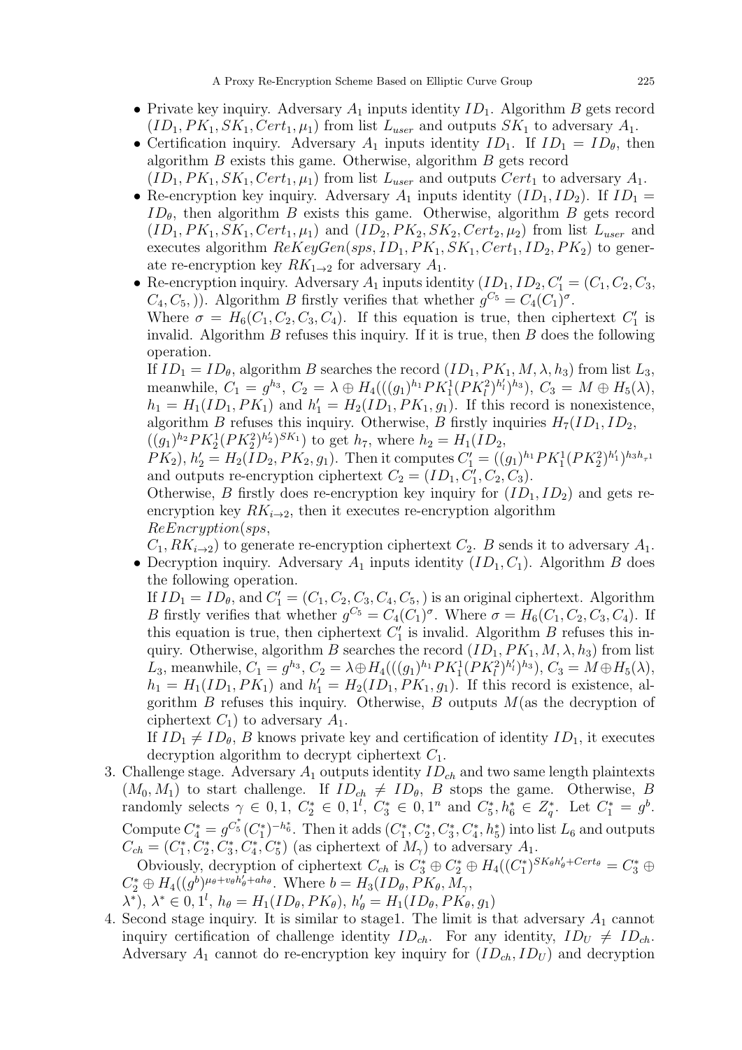- Private key inquiry. Adversary $A_1$ inputs identity $ID_1$. Algorithm $B$ gets record $(ID_1, PK_1, SK_1, Cert_1, \mu_1)$ from list $L_{user}$ and outputs $SK_1$ to adversary $A_1$.
- Certification inquiry. Adversary $A_1$ inputs identity $ID_1$. If $ID_1 = ID_\theta$, then algorithm $B$ exists this game. Otherwise, algorithm $B$ gets record $(ID_1, PK_1, SK_1, Cert_1, \mu_1)$ from list $L_{user}$ and outputs $Cert_1$ to adversary $A_1$.
- Re-encryption key inquiry. Adversary $A_1$ inputs identity $(ID_1, ID_2)$. If $ID_1 = ID_\theta$, then algorithm $B$ exists this game. Otherwise, algorithm $B$ gets record $(ID_1, PK_1, SK_1, Cert_1, \mu_1)$ and $(ID_2, PK_2, SK_2, Cert_2, \mu_2)$ from list $L_{user}$ and executes algorithm $ReKeyGen(sps, ID_1, PK_1, SK_1, Cert_1, ID_2, PK_2)$ to generate re-encryption key $RK_{1\to 2}$ for adversary $A_1$.
- Re-encryption inquiry. Adversary $A_1$ inputs identity $(ID_1, ID_2, C_1' = (C_1, C_2, C_3, C_4, C_5,))$. Algorithm $B$ firstly verifies that whether $g^{C_5} = C_4(C_1)^\sigma$. Where $\sigma = H_6(C_1, C_2, C_3, C_4)$. If this equation is true, then ciphertext $C_1'$ is invalid. Algorithm $B$ refuses this inquiry. If it is true, then $B$ does the following operation.

  If $ID_1 = ID_\theta$, algorithm $B$ searches the record $(ID_1, PK_1, M, \lambda, h_3)$ from list $L_3$, meanwhile, $C_1 = g^{h_3}$, $C_2 = \lambda \oplus H_4(((g_1)^{h_1} PK_1^1 (PK_l^2)^{h_l'})^{h_3})$, $C_3 = M \oplus H_5(\lambda)$, $h_1 = H_1(ID_1, PK_1)$ and $h_1' = H_2(ID_1, PK_1, g_1)$. If this record is nonexistence, algorithm $B$ refuses this inquiry. Otherwise, $B$ firstly inquiries $H_7(ID_1, ID_2, ((g_1)^{h_2} PK_2^1 (PK_2^2)^{h_2'})^{SK_1})$ to get $h_7$, where $h_2 = H_1(ID_2, PK_2)$, $h_2' = H_2(ID_2, PK_2, g_1)$. Then it computes $C_1' = ((g_1)^{h_1} PK_1^1 (PK_2^2)^{h_1'})^{h_3 h_{\tau^1}}$ and outputs re-encryption ciphertext $C_2 = (ID_1, C_1', C_2, C_3)$.

  Otherwise, $B$ firstly does re-encryption key inquiry for $(ID_1, ID_2)$ and gets re-encryption key $RK_{i\to 2}$, then it executes re-encryption algorithm $ReEncryption(sps,$ $C_1, RK_{i\to 2})$ to generate re-encryption ciphertext $C_2$. $B$ sends it to adversary $A_1$.
- Decryption inquiry. Adversary $A_1$ inputs identity $(ID_1, C_1)$. Algorithm $B$ does the following operation.

  If $ID_1 = ID_\theta$, and $C_1' = (C_1, C_2, C_3, C_4, C_5,)$ is an original ciphertext. Algorithm $B$ firstly verifies that whether $g^{C_5} = C_4(C_1)^\sigma$. Where $\sigma = H_6(C_1, C_2, C_3, C_4)$. If this equation is true, then ciphertext $C_1'$ is invalid. Algorithm $B$ refuses this inquiry. Otherwise, algorithm $B$ searches the record $(ID_1, PK_1, M, \lambda, h_3)$ from list $L_3$, meanwhile, $C_1 = g^{h_3}$, $C_2 = \lambda \oplus H_4(((g_1)^{h_1} PK_1^1 (PK_l^2)^{h_l'})^{h_3})$, $C_3 = M \oplus H_5(\lambda)$, $h_1 = H_1(ID_1, PK_1)$ and $h_1' = H_2(ID_1, PK_1, g_1)$. If this record is existence, algorithm $B$ refuses this inquiry. Otherwise, $B$ outputs $M$(as the decryption of ciphertext $C_1$) to adversary $A_1$.

  If $ID_1 \neq ID_\theta$, $B$ knows private key and certification of identity $ID_1$, it executes decryption algorithm to decrypt ciphertext $C_1$.

3. Challenge stage. Adversary $A_1$ outputs identity $ID_{ch}$ and two same length plaintexts $(M_0, M_1)$ to start challenge. If $ID_{ch} \neq ID_\theta$, $B$ stops the game. Otherwise, $B$ randomly selects $\gamma \in 0, 1$, $C_2^* \in 0, 1^l$, $C_3^* \in 0, 1^n$ and $C_5^*, h_6^* \in Z_q^*$. Let $C_1^* = g^b$. Compute $C_4^* = g^{C_5^*}(C_1^*)^{-h_6^*}$. Then it adds $(C_1^*, C_2^*, C_3^*, C_4^*, h_5^*)$ into list $L_6$ and outputs $C_{ch} = (C_1^*, C_2^*, C_3^*, C_4^*, C_5^*)$ (as ciphertext of $M_\gamma$) to adversary $A_1$.

   Obviously, decryption of ciphertext $C_{ch}$ is $C_3^* \oplus C_2^* \oplus H_4((C_1^*)^{SK_\theta h_\theta' + Cert_\theta} = C_3^* \oplus C_2^* \oplus H_4((g^b)^{\mu_\theta + v_\theta h_\theta' + a h_\theta}$. Where $b = H_3(ID_\theta, PK_\theta, M_\gamma, \lambda^*)$, $\lambda^* \in 0, 1^l$, $h_\theta = H_1(ID_\theta, PK_\theta)$, $h_\theta' = H_1(ID_\theta, PK_\theta, g_1)$
4. Second stage inquiry. It is similar to stage1. The limit is that adversary $A_1$ cannot inquiry certification of challenge identity $ID_{ch}$. For any identity, $ID_U \neq ID_{ch}$. Adversary $A_1$ cannot do re-encryption key inquiry for $(ID_{ch}, ID_U)$ and decryption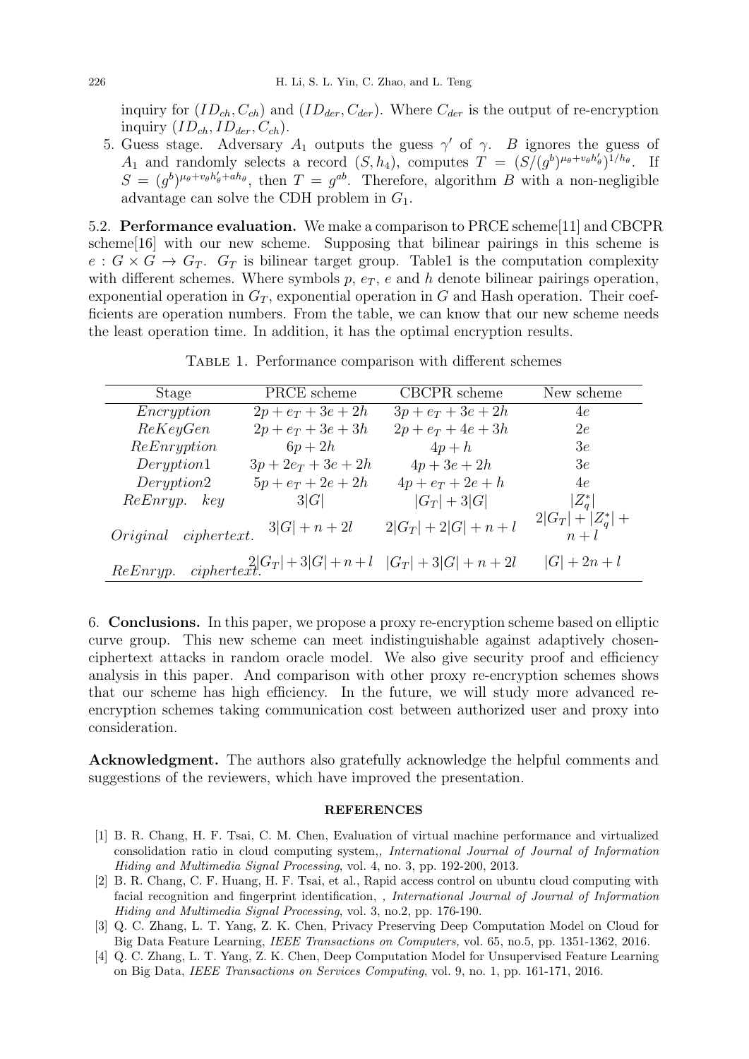inquiry for $(ID_{ch}, C_{ch})$ and $(ID_{der}, C_{der})$. Where $C_{der}$ is the output of re-encryption inquiry $(ID_{ch}, ID_{der}, C_{ch})$.

5. Guess stage. Adversary $A_1$ outputs the guess $\gamma'$ of $\gamma$. $B$ ignores the guess of $A_1$ and randomly selects a record $(S, h_4)$, computes $T = (S/(g^b)^{\mu_\theta + v_\theta h'_\theta})^{1/h_\theta}$. If $S = (g^b)^{\mu_\theta + v_\theta h'_\theta + a h_\theta}$, then $T = g^{ab}$. Therefore, algorithm $B$ with a non-negligible advantage can solve the CDH problem in $G_1$.

5.2. **Performance evaluation.** We make a comparison to PRCE scheme[11] and CBCPR scheme[16] with our new scheme. Supposing that bilinear pairings in this scheme is $e : G \times G \to G_T$. $G_T$ is bilinear target group. Table1 is the computation complexity with different schemes. Where symbols $p$, $e_T$, $e$ and $h$ denote bilinear pairings operation, exponential operation in $G_T$, exponential operation in $G$ and Hash operation. Their coefficients are operation numbers. From the table, we can know that our new scheme needs the least operation time. In addition, it has the optimal encryption results.

Table 1. Performance comparison with different schemes

| Stage | PRCE scheme | CBCPR scheme | New scheme |
|---|---|---|---|
| *Encryption* | $2p + e_T + 3e + 2h$ | $3p + e_T + 3e + 2h$ | $4e$ |
| *ReKeyGen* | $2p + e_T + 3e + 3h$ | $2p + e_T + 4e + 3h$ | $2e$ |
| *ReEnryption* | $6p + 2h$ | $4p + h$ | $3e$ |
| *Deryption1* | $3p + 2e_T + 3e + 2h$ | $4p + 3e + 2h$ | $3e$ |
| *Deryption2* | $5p + e_T + 2e + 2h$ | $4p + e_T + 2e + h$ | $4e$ |
| *ReEnryp. key* | $3\lvert G\rvert$ | $\lvert G_T\rvert + 3\lvert G\rvert$ | $\lvert Z_q^*\rvert$ |
| *Original ciphertext.* | $3\lvert G\rvert + n + 2l$ | $2\lvert G_T\rvert + 2\lvert G\rvert + n + l$ | $2\lvert G_T\rvert + \lvert Z_q^*\rvert + n + l$ |
| *ReEnryp. ciphertext.* | $2\lvert G_T\rvert + 3\lvert G\rvert + n + l$ | $\lvert G_T\rvert + 3\lvert G\rvert + n + 2l$ | $\lvert G\rvert + 2n + l$ |

6. **Conclusions.** In this paper, we propose a proxy re-encryption scheme based on elliptic curve group. This new scheme can meet indistinguishable against adaptively chosen-ciphertext attacks in random oracle model. We also give security proof and efficiency analysis in this paper. And comparison with other proxy re-encryption schemes shows that our scheme has high efficiency. In the future, we will study more advanced re-encryption schemes taking communication cost between authorized user and proxy into consideration.

**Acknowledgment.** The authors also gratefully acknowledge the helpful comments and suggestions of the reviewers, which have improved the presentation.

## REFERENCES

[1] B. R. Chang, H. F. Tsai, C. M. Chen, Evaluation of virtual machine performance and virtualized consolidation ratio in cloud computing system,, *International Journal of Journal of Information Hiding and Multimedia Signal Processing*, vol. 4, no. 3, pp. 192-200, 2013.

[2] B. R. Chang, C. F. Huang, H. F. Tsai, et al., Rapid access control on ubuntu cloud computing with facial recognition and fingerprint identification, *, International Journal of Journal of Information Hiding and Multimedia Signal Processing*, vol. 3, no.2, pp. 176-190.

[3] Q. C. Zhang, L. T. Yang, Z. K. Chen, Privacy Preserving Deep Computation Model on Cloud for Big Data Feature Learning, *IEEE Transactions on Computers,* vol. 65, no.5, pp. 1351-1362, 2016.

[4] Q. C. Zhang, L. T. Yang, Z. K. Chen, Deep Computation Model for Unsupervised Feature Learning on Big Data, *IEEE Transactions on Services Computing*, vol. 9, no. 1, pp. 161-171, 2016.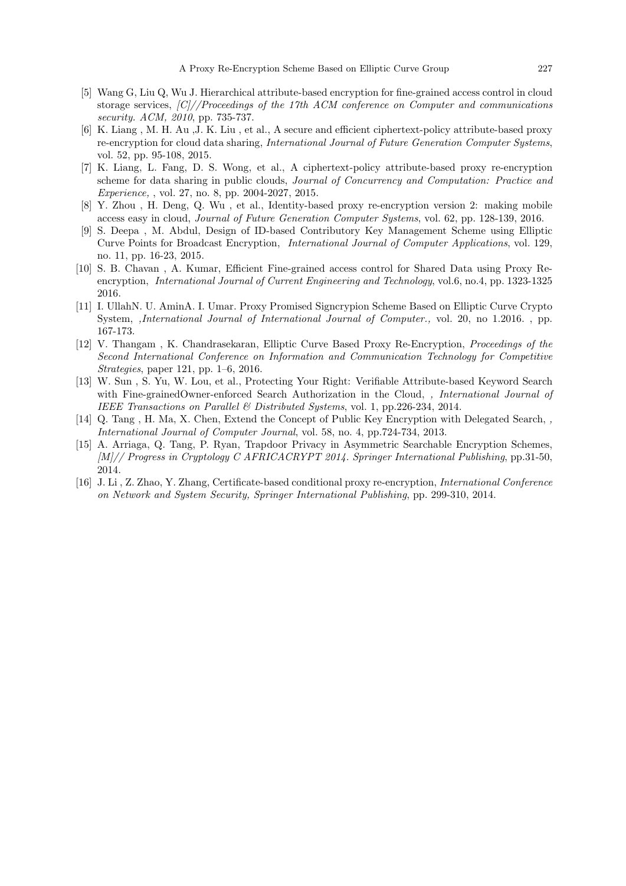[5] Wang G, Liu Q, Wu J. Hierarchical attribute-based encryption for fine-grained access control in cloud storage services, *[C]//Proceedings of the 17th ACM conference on Computer and communications security. ACM, 2010*, pp. 735-737.

[6] K. Liang , M. H. Au ,J. K. Liu , et al., A secure and efficient ciphertext-policy attribute-based proxy re-encryption for cloud data sharing, *International Journal of Future Generation Computer Systems*, vol. 52, pp. 95-108, 2015.

[7] K. Liang, L. Fang, D. S. Wong, et al., A ciphertext-policy attribute-based proxy re-encryption scheme for data sharing in public clouds, *Journal of Concurrency and Computation: Practice and Experience,* , vol. 27, no. 8, pp. 2004-2027, 2015.

[8] Y. Zhou , H. Deng, Q. Wu , et al., Identity-based proxy re-encryption version 2: making mobile access easy in cloud, *Journal of Future Generation Computer Systems*, vol. 62, pp. 128-139, 2016.

[9] S. Deepa , M. Abdul, Design of ID-based Contributory Key Management Scheme using Elliptic Curve Points for Broadcast Encryption, *International Journal of Computer Applications*, vol. 129, no. 11, pp. 16-23, 2015.

[10] S. B. Chavan , A. Kumar, Efficient Fine-grained access control for Shared Data using Proxy Re-encryption, *International Journal of Current Engineering and Technology*, vol.6, no.4, pp. 1323-1325 2016.

[11] I. UllahN. U. AminA. I. Umar. Proxy Promised Signcrypion Scheme Based on Elliptic Curve Crypto System, *,International Journal of International Journal of Computer.,* vol. 20, no 1.2016. , pp. 167-173.

[12] V. Thangam , K. Chandrasekaran, Elliptic Curve Based Proxy Re-Encryption, *Proceedings of the Second International Conference on Information and Communication Technology for Competitive Strategies*, paper 121, pp. 1–6, 2016.

[13] W. Sun , S. Yu, W. Lou, et al., Protecting Your Right: Verifiable Attribute-based Keyword Search with Fine-grainedOwner-enforced Search Authorization in the Cloud, *, International Journal of IEEE Transactions on Parallel & Distributed Systems*, vol. 1, pp.226-234, 2014.

[14] Q. Tang , H. Ma, X. Chen, Extend the Concept of Public Key Encryption with Delegated Search, *, International Journal of Computer Journal*, vol. 58, no. 4, pp.724-734, 2013.

[15] A. Arriaga, Q. Tang, P. Ryan, Trapdoor Privacy in Asymmetric Searchable Encryption Schemes, *[M]// Progress in Cryptology C AFRICACRYPT 2014. Springer International Publishing*, pp.31-50, 2014.

[16] J. Li , Z. Zhao, Y. Zhang, Certificate-based conditional proxy re-encryption, *International Conference on Network and System Security, Springer International Publishing*, pp. 299-310, 2014.